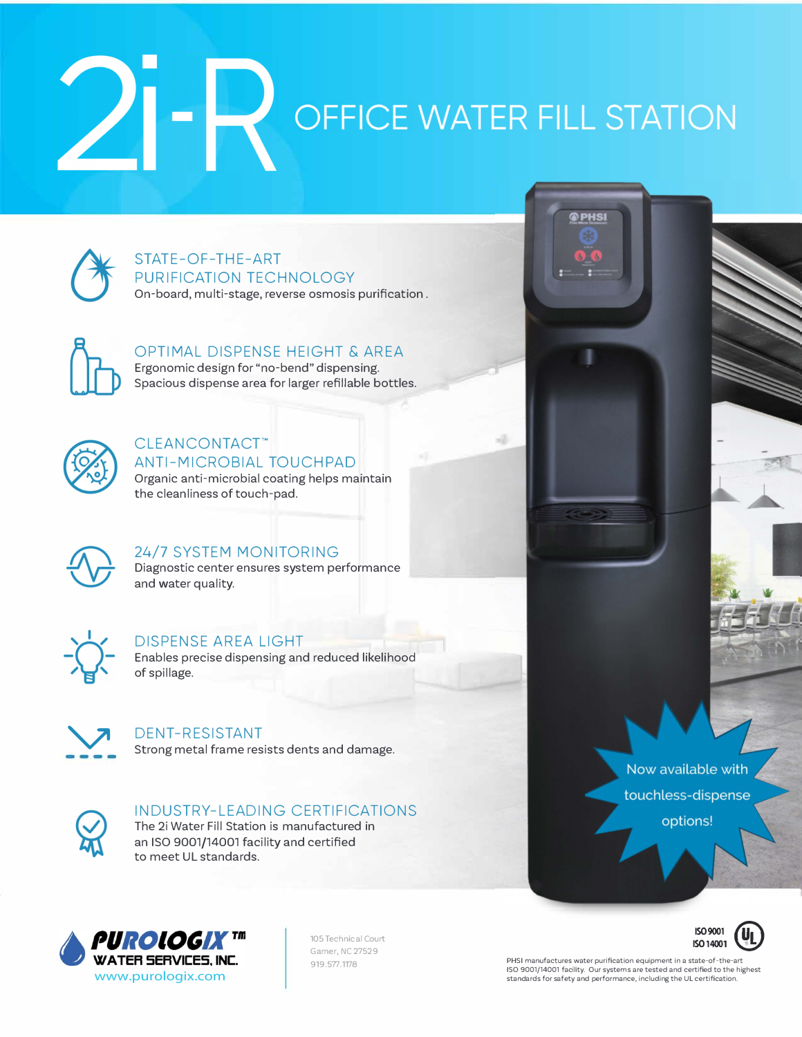# 2i-R OFFICE WATER FILL STATION

### STATE-OF-THE-ART PURIFICATION TECHNOLOGY

On-board, multi-stage, reverse osmosis purification.

### OPTIMAL DISPENSE HEIGHT & AREA

Ergonomic design for "no-bend" dispensing.
Spacious dispense area for larger refillable bottles.

### CLEANCONTACT™ ANTI-MICROBIAL TOUCHPAD

Organic anti-microbial coating helps maintain the cleanliness of touch-pad.

### 24/7 SYSTEM MONITORING

Diagnostic center ensures system performance and water quality.

### DISPENSE AREA LIGHT

Enables precise dispensing and reduced likelihood of spillage.

### DENT-RESISTANT

Strong metal frame resists dents and damage.

### INDUSTRY-LEADING CERTIFICATIONS

The 2i Water Fill Station is manufactured in an ISO 9001/14001 facility and certified to meet UL standards.

Now available with touchless-dispense options!

**PUROLOGIX™ WATER SERVICES, INC.**
www.purologix.com

105 Technical Court
Garner, NC 27529
919.577.1178

ISO 9001
ISO 14001

PHSI manufactures water purification equipment in a state-of-the-art ISO 9001/14001 facility. Our systems are tested and certified to the highest standards for safety and performance, including the UL certification.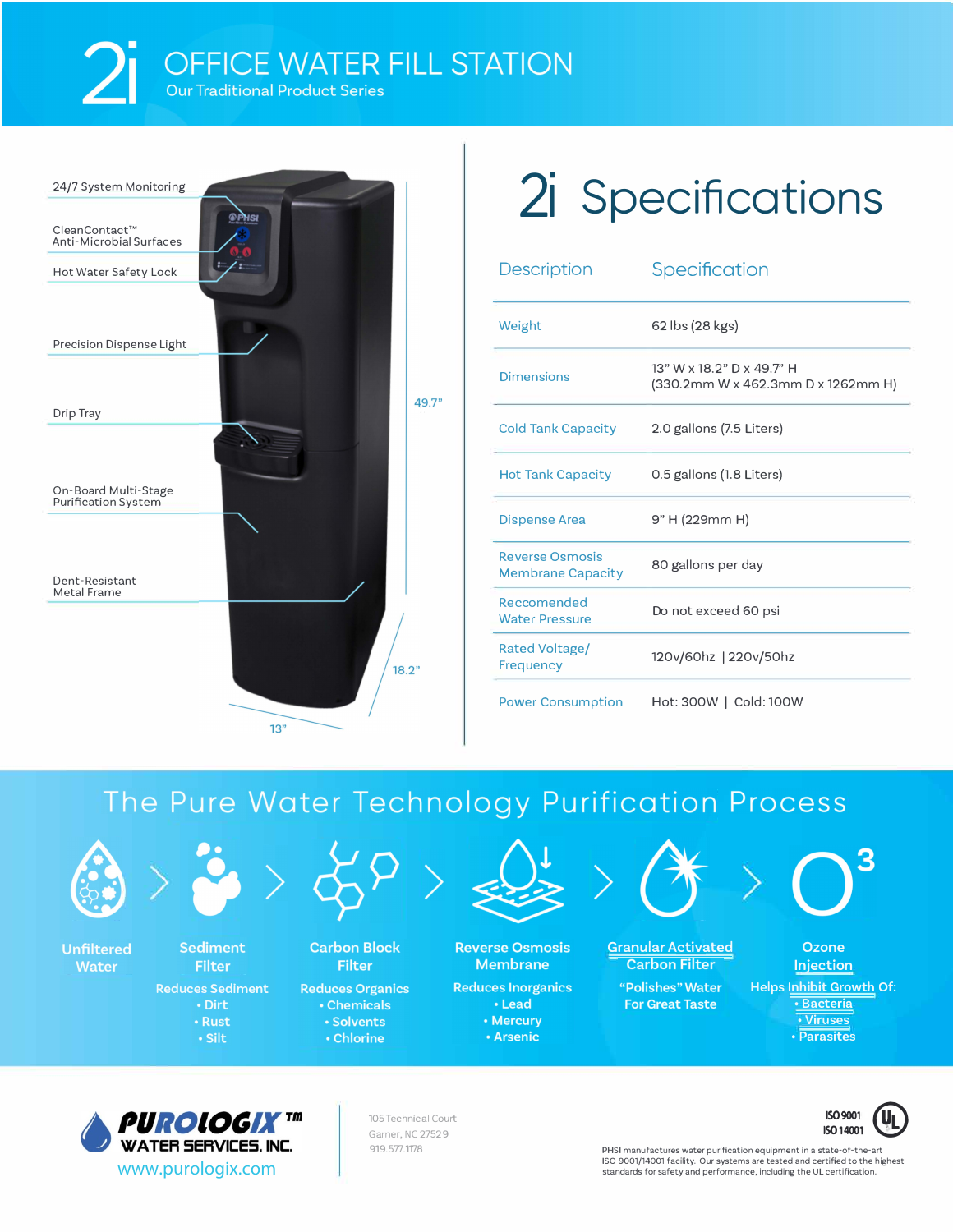# 2i OFFICE WATER FILL STATION

Our Traditional Product Series

24/7 System Monitoring

CleanContact™ Anti-Microbial Surfaces

Hot Water Safety Lock

Precision Dispense Light

Drip Tray

On-Board Multi-Stage Purification System

Dent-Resistant Metal Frame

49.7"

18.2"

13"

## 2i Specifications

| Description | Specification |
|---|---|
| Weight | 62 lbs (28 kgs) |
| Dimensions | 13" W x 18.2" D x 49.7" H (330.2mm W x 462.3mm D x 1262mm H) |
| Cold Tank Capacity | 2.0 gallons (7.5 Liters) |
| Hot Tank Capacity | 0.5 gallons (1.8 Liters) |
| Dispense Area | 9" H (229mm H) |
| Reverse Osmosis Membrane Capacity | 80 gallons per day |
| Reccomended Water Pressure | Do not exceed 60 psi |
| Rated Voltage/ Frequency | 120v/60hz \| 220v/50hz |
| Power Consumption | Hot: 300W \| Cold: 100W |

## The Pure Water Technology Purification Process

**Unfiltered Water** >

**Sediment Filter** — Reduces Sediment
- Dirt
- Rust
- Silt

**Carbon Block Filter** — Reduces Organics
- Chemicals
- Solvents
- Chlorine

**Reverse Osmosis Membrane** — Reduces Inorganics
- Lead
- Mercury
- Arsenic

**Granular Activated Carbon Filter** — "Polishes" Water For Great Taste

**Ozone Injection** — Helps Inhibit Growth Of:
- Bacteria
- Viruses
- Parasites

PUROLOGIX™ WATER SERVICES, INC.

www.purologix.com

105 Technical Court
Garner, NC 27529
919.577.1178

ISO 9001
ISO 14001

PHSI manufactures water purification equipment in a state-of-the-art ISO 9001/14001 facility. Our systems are tested and certified to the highest standards for safety and performance, including the UL certification.